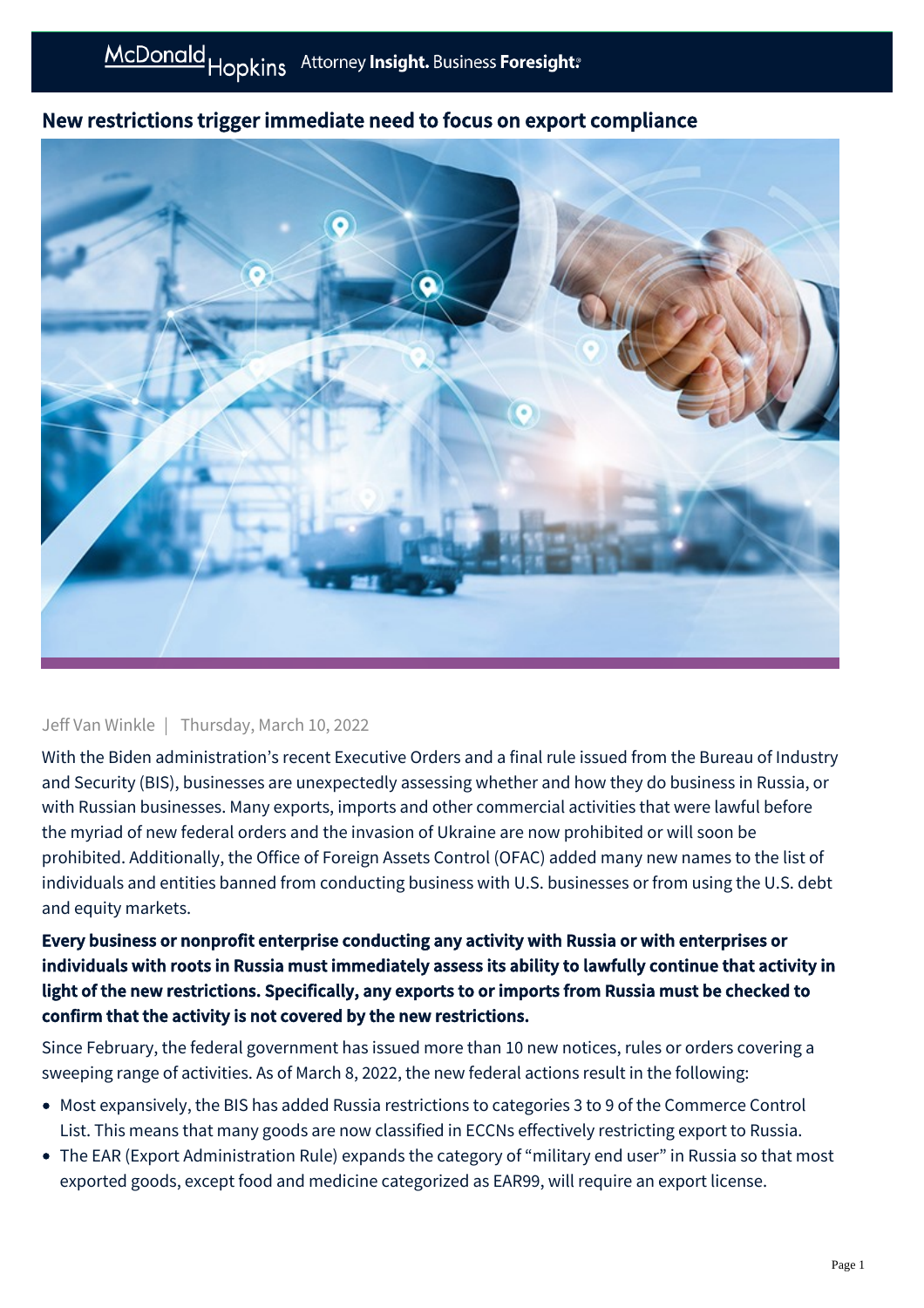# New restrictions trigger immediate need to focus on export compliance

Jeff Van Winkle | Thursday, March 10, 2022

With the Biden administration's recent Executive Orders and a final rule issued from the Bureau of Industry and Security (BIS), businesses are unexpectedly assessing whether and how they do business in Russia, or with Russian businesses. Many exports, imports and other commercial activities that were lawful before the myriad of new federal orders and the invasion of Ukraine are now prohibited or will soon be prohibited. Additionally, the Office of Foreign Assets Control (OFAC) added many new names to the list of individuals and entities banned from conducting business with U.S. businesses or from using the U.S. debt and equity markets.

**Every business or nonprofit enterprise conducting any activity with Russia or with enterprises or individuals with roots in Russia must immediately assess its ability to lawfully continue that activity in light of the new restrictions. Specifically, any exports to or imports from Russia must be checked to confirm that the activity is not covered by the new restrictions.**

Since February, the federal government has issued more than 10 new notices, rules or orders covering a sweeping range of activities. As of March 8, 2022, the new federal actions result in the following:

- Most expansively, the BIS has added Russia restrictions to categories 3 to 9 of the Commerce Control List. This means that many goods are now classified in ECCNs effectively restricting export to Russia.
- The EAR (Export Administration Rule) expands the category of "military end user" in Russia so that most exported goods, except food and medicine categorized as EAR99, will require an export license.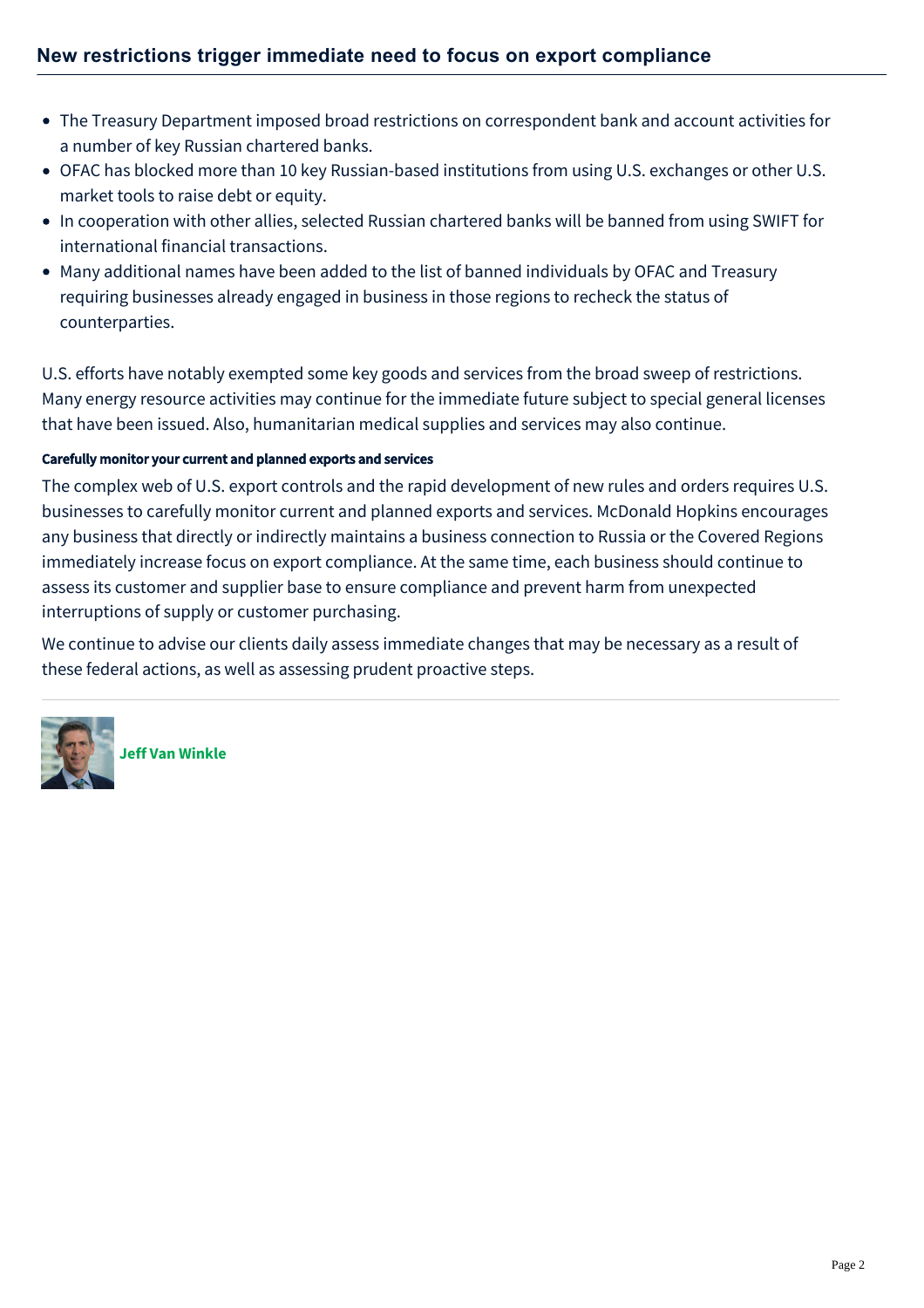## New restrictions trigger immediate need to focus on export compliance

- The Treasury Department imposed broad restrictions on correspondent bank and account activities for a number of key Russian chartered banks.
- OFAC has blocked more than 10 key Russian-based institutions from using U.S. exchanges or other U.S. market tools to raise debt or equity.
- In cooperation with other allies, selected Russian chartered banks will be banned from using SWIFT for international financial transactions.
- Many additional names have been added to the list of banned individuals by OFAC and Treasury requiring businesses already engaged in business in those regions to recheck the status of counterparties.

U.S. efforts have notably exempted some key goods and services from the broad sweep of restrictions. Many energy resource activities may continue for the immediate future subject to special general licenses that have been issued. Also, humanitarian medical supplies and services may also continue.

#### Carefully monitor your current and planned exports and services

The complex web of U.S. export controls and the rapid development of new rules and orders requires U.S. businesses to carefully monitor current and planned exports and services. McDonald Hopkins encourages any business that directly or indirectly maintains a business connection to Russia or the Covered Regions immediately increase focus on export compliance. At the same time, each business should continue to assess its customer and supplier base to ensure compliance and prevent harm from unexpected interruptions of supply or customer purchasing.

We continue to advise our clients daily assess immediate changes that may be necessary as a result of these federal actions, as well as assessing prudent proactive steps.

---

**Jeff Van Winkle**